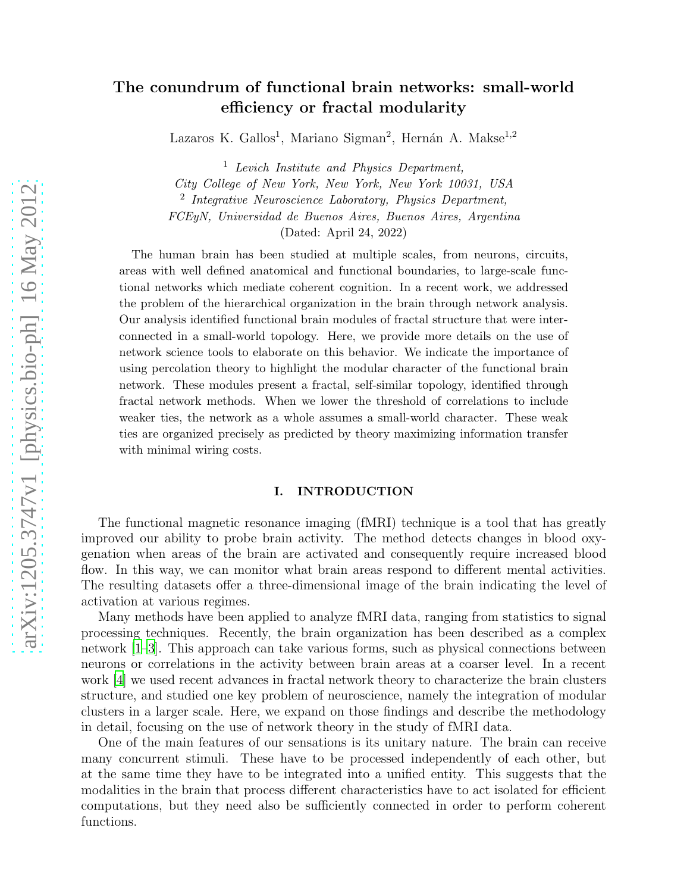# The conundrum of functional brain networks: small-world efficiency or fractal modularity

Lazaros K. Gallos[1], Mariano Sigman[2], Hernán A. Makse[1,2]

[1] *Levich Institute and Physics Department, City College of New York, New York, New York 10031, USA*
[2] *Integrative Neuroscience Laboratory, Physics Department, FCEyN, Universidad de Buenos Aires, Buenos Aires, Argentina*

(Dated: April 24, 2022)

The human brain has been studied at multiple scales, from neurons, circuits, areas with well defined anatomical and functional boundaries, to large-scale functional networks which mediate coherent cognition. In a recent work, we addressed the problem of the hierarchical organization in the brain through network analysis. Our analysis identified functional brain modules of fractal structure that were inter-connected in a small-world topology. Here, we provide more details on the use of network science tools to elaborate on this behavior. We indicate the importance of using percolation theory to highlight the modular character of the functional brain network. These modules present a fractal, self-similar topology, identified through fractal network methods. When we lower the threshold of correlations to include weaker ties, the network as a whole assumes a small-world character. These weak ties are organized precisely as predicted by theory maximizing information transfer with minimal wiring costs.

## I. INTRODUCTION

The functional magnetic resonance imaging (fMRI) technique is a tool that has greatly improved our ability to probe brain activity. The method detects changes in blood oxygenation when areas of the brain are activated and consequently require increased blood flow. In this way, we can monitor what brain areas respond to different mental activities. The resulting datasets offer a three-dimensional image of the brain indicating the level of activation at various regimes.

Many methods have been applied to analyze fMRI data, ranging from statistics to signal processing techniques. Recently, the brain organization has been described as a complex network [1–3]. This approach can take various forms, such as physical connections between neurons or correlations in the activity between brain areas at a coarser level. In a recent work [4] we used recent advances in fractal network theory to characterize the brain clusters structure, and studied one key problem of neuroscience, namely the integration of modular clusters in a larger scale. Here, we expand on those findings and describe the methodology in detail, focusing on the use of network theory in the study of fMRI data.

One of the main features of our sensations is its unitary nature. The brain can receive many concurrent stimuli. These have to be processed independently of each other, but at the same time they have to be integrated into a unified entity. This suggests that the modalities in the brain that process different characteristics have to act isolated for efficient computations, but they need also be sufficiently connected in order to perform coherent functions.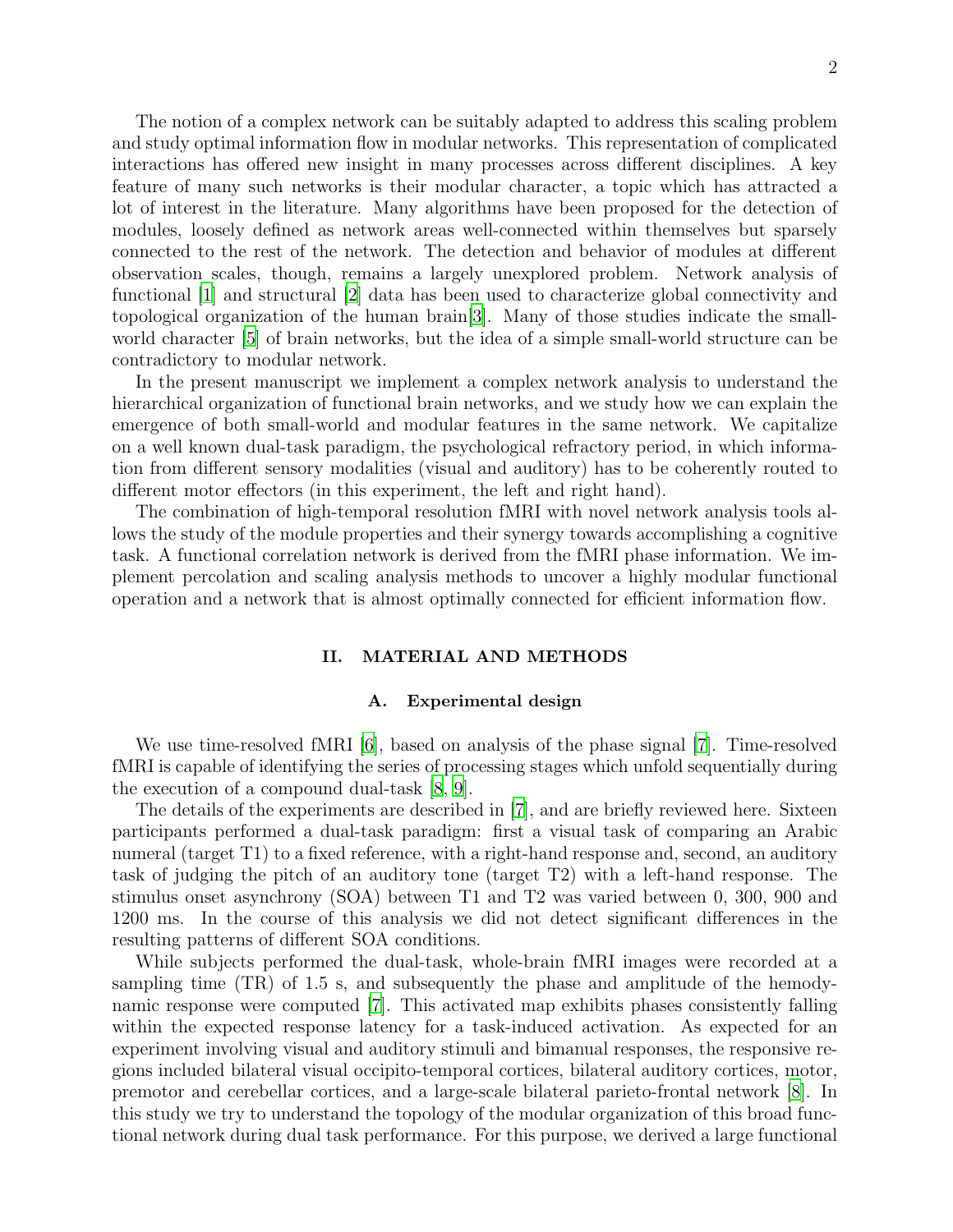The notion of a complex network can be suitably adapted to address this scaling problem and study optimal information flow in modular networks. This representation of complicated interactions has offered new insight in many processes across different disciplines. A key feature of many such networks is their modular character, a topic which has attracted a lot of interest in the literature. Many algorithms have been proposed for the detection of modules, loosely defined as network areas well-connected within themselves but sparsely connected to the rest of the network. The detection and behavior of modules at different observation scales, though, remains a largely unexplored problem. Network analysis of functional [1] and structural [2] data has been used to characterize global connectivity and topological organization of the human brain[3]. Many of those studies indicate the small-world character [5] of brain networks, but the idea of a simple small-world structure can be contradictory to modular network.

In the present manuscript we implement a complex network analysis to understand the hierarchical organization of functional brain networks, and we study how we can explain the emergence of both small-world and modular features in the same network. We capitalize on a well known dual-task paradigm, the psychological refractory period, in which information from different sensory modalities (visual and auditory) has to be coherently routed to different motor effectors (in this experiment, the left and right hand).

The combination of high-temporal resolution fMRI with novel network analysis tools allows the study of the module properties and their synergy towards accomplishing a cognitive task. A functional correlation network is derived from the fMRI phase information. We implement percolation and scaling analysis methods to uncover a highly modular functional operation and a network that is almost optimally connected for efficient information flow.

## II. MATERIAL AND METHODS

### A. Experimental design

We use time-resolved fMRI [6], based on analysis of the phase signal [7]. Time-resolved fMRI is capable of identifying the series of processing stages which unfold sequentially during the execution of a compound dual-task [8, 9].

The details of the experiments are described in [7], and are briefly reviewed here. Sixteen participants performed a dual-task paradigm: first a visual task of comparing an Arabic numeral (target T1) to a fixed reference, with a right-hand response and, second, an auditory task of judging the pitch of an auditory tone (target T2) with a left-hand response. The stimulus onset asynchrony (SOA) between T1 and T2 was varied between 0, 300, 900 and 1200 ms. In the course of this analysis we did not detect significant differences in the resulting patterns of different SOA conditions.

While subjects performed the dual-task, whole-brain fMRI images were recorded at a sampling time (TR) of 1.5 s, and subsequently the phase and amplitude of the hemodynamic response were computed [7]. This activated map exhibits phases consistently falling within the expected response latency for a task-induced activation. As expected for an experiment involving visual and auditory stimuli and bimanual responses, the responsive regions included bilateral visual occipito-temporal cortices, bilateral auditory cortices, motor, premotor and cerebellar cortices, and a large-scale bilateral parieto-frontal network [8]. In this study we try to understand the topology of the modular organization of this broad functional network during dual task performance. For this purpose, we derived a large functional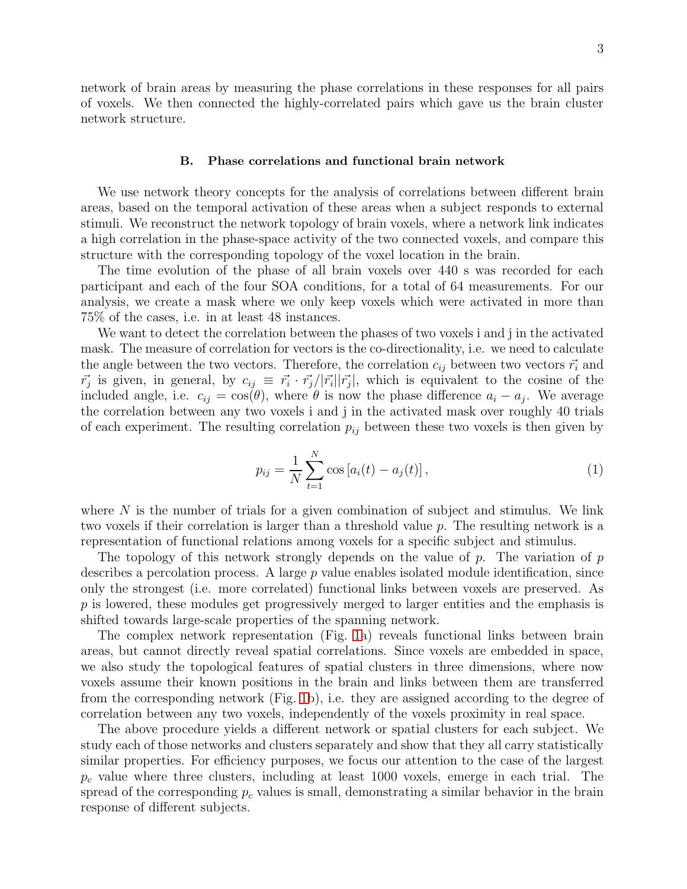network of brain areas by measuring the phase correlations in these responses for all pairs of voxels. We then connected the highly-correlated pairs which gave us the brain cluster network structure.

### B. Phase correlations and functional brain network

We use network theory concepts for the analysis of correlations between different brain areas, based on the temporal activation of these areas when a subject responds to external stimuli. We reconstruct the network topology of brain voxels, where a network link indicates a high correlation in the phase-space activity of the two connected voxels, and compare this structure with the corresponding topology of the voxel location in the brain.

The time evolution of the phase of all brain voxels over 440 s was recorded for each participant and each of the four SOA conditions, for a total of 64 measurements. For our analysis, we create a mask where we only keep voxels which were activated in more than 75% of the cases, i.e. in at least 48 instances.

We want to detect the correlation between the phases of two voxels i and j in the activated mask. The measure of correlation for vectors is the co-directionality, i.e. we need to calculate the angle between the two vectors. Therefore, the correlation $c_{ij}$ between two vectors $\vec{r_i}$ and $\vec{r_j}$ is given, in general, by $c_{ij} \equiv \vec{r_i} \cdot \vec{r_j}/|\vec{r_i}||\vec{r_j}|$, which is equivalent to the cosine of the included angle, i.e. $c_{ij} = \cos(\theta)$, where $\theta$ is now the phase difference $a_i - a_j$. We average the correlation between any two voxels i and j in the activated mask over roughly 40 trials of each experiment. The resulting correlation $p_{ij}$ between these two voxels is then given by

$$p_{ij} = \frac{1}{N} \sum_{t=1}^{N} \cos\left[a_i(t) - a_j(t)\right], \tag{1}$$

where $N$ is the number of trials for a given combination of subject and stimulus. We link two voxels if their correlation is larger than a threshold value $p$. The resulting network is a representation of functional relations among voxels for a specific subject and stimulus.

The topology of this network strongly depends on the value of $p$. The variation of $p$ describes a percolation process. A large $p$ value enables isolated module identification, since only the strongest (i.e. more correlated) functional links between voxels are preserved. As $p$ is lowered, these modules get progressively merged to larger entities and the emphasis is shifted towards large-scale properties of the spanning network.

The complex network representation (Fig. 1a) reveals functional links between brain areas, but cannot directly reveal spatial correlations. Since voxels are embedded in space, we also study the topological features of spatial clusters in three dimensions, where now voxels assume their known positions in the brain and links between them are transferred from the corresponding network (Fig. 1b), i.e. they are assigned according to the degree of correlation between any two voxels, independently of the voxels proximity in real space.

The above procedure yields a different network or spatial clusters for each subject. We study each of those networks and clusters separately and show that they all carry statistically similar properties. For efficiency purposes, we focus our attention to the case of the largest $p_c$ value where three clusters, including at least 1000 voxels, emerge in each trial. The spread of the corresponding $p_c$ values is small, demonstrating a similar behavior in the brain response of different subjects.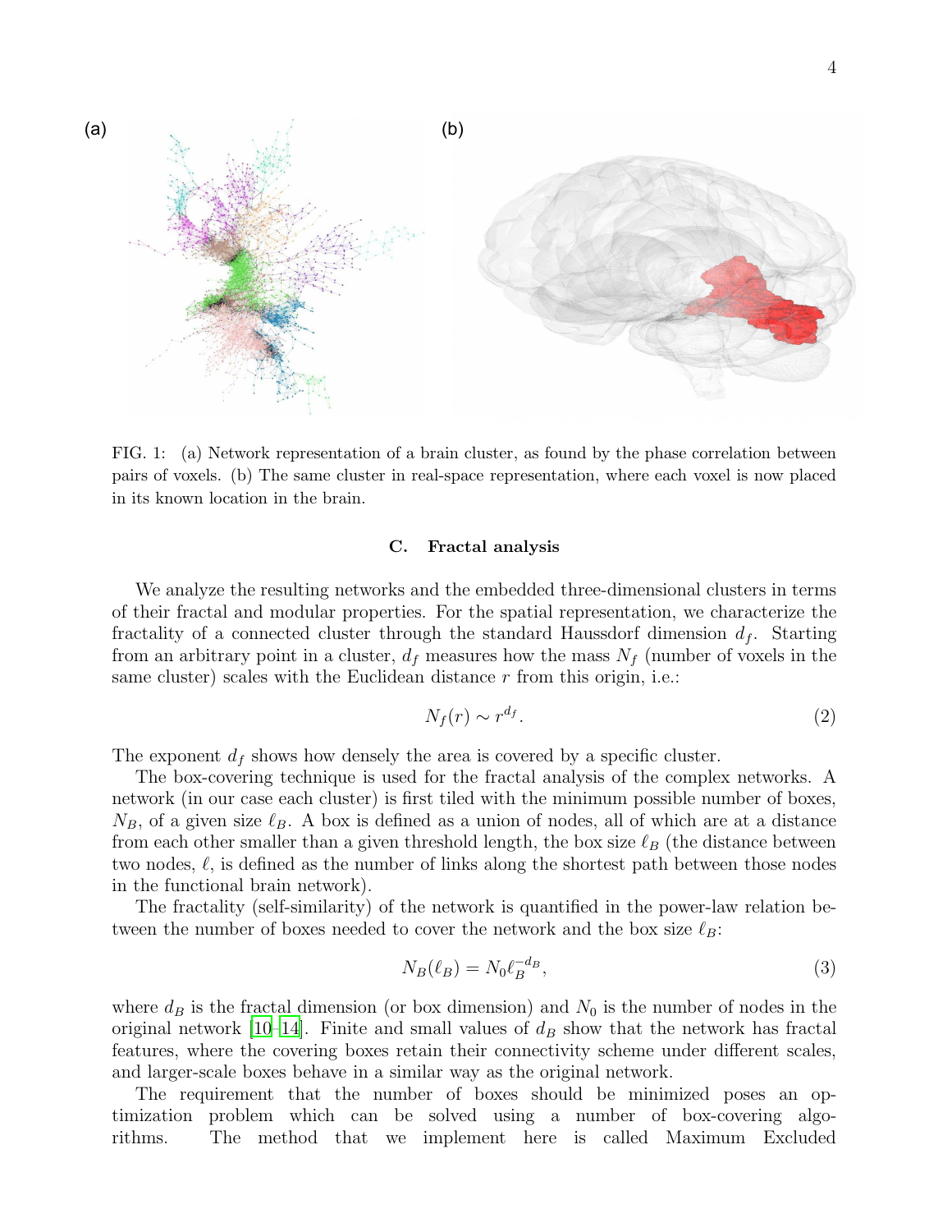FIG. 1: (a) Network representation of a brain cluster, as found by the phase correlation between pairs of voxels. (b) The same cluster in real-space representation, where each voxel is now placed in its known location in the brain.

### C. Fractal analysis

We analyze the resulting networks and the embedded three-dimensional clusters in terms of their fractal and modular properties. For the spatial representation, we characterize the fractality of a connected cluster through the standard Haussdorf dimension $d_f$. Starting from an arbitrary point in a cluster, $d_f$ measures how the mass $N_f$ (number of voxels in the same cluster) scales with the Euclidean distance $r$ from this origin, i.e.:

$$N_f(r) \sim r^{d_f}. \tag{2}$$

The exponent $d_f$ shows how densely the area is covered by a specific cluster.

The box-covering technique is used for the fractal analysis of the complex networks. A network (in our case each cluster) is first tiled with the minimum possible number of boxes, $N_B$, of a given size $\ell_B$. A box is defined as a union of nodes, all of which are at a distance from each other smaller than a given threshold length, the box size $\ell_B$ (the distance between two nodes, $\ell$, is defined as the number of links along the shortest path between those nodes in the functional brain network).

The fractality (self-similarity) of the network is quantified in the power-law relation between the number of boxes needed to cover the network and the box size $\ell_B$:

$$N_B(\ell_B) = N_0 \ell_B^{-d_B}, \tag{3}$$

where $d_B$ is the fractal dimension (or box dimension) and $N_0$ is the number of nodes in the original network [10–14]. Finite and small values of $d_B$ show that the network has fractal features, where the covering boxes retain their connectivity scheme under different scales, and larger-scale boxes behave in a similar way as the original network.

The requirement that the number of boxes should be minimized poses an optimization problem which can be solved using a number of box-covering algorithms. The method that we implement here is called Maximum Excluded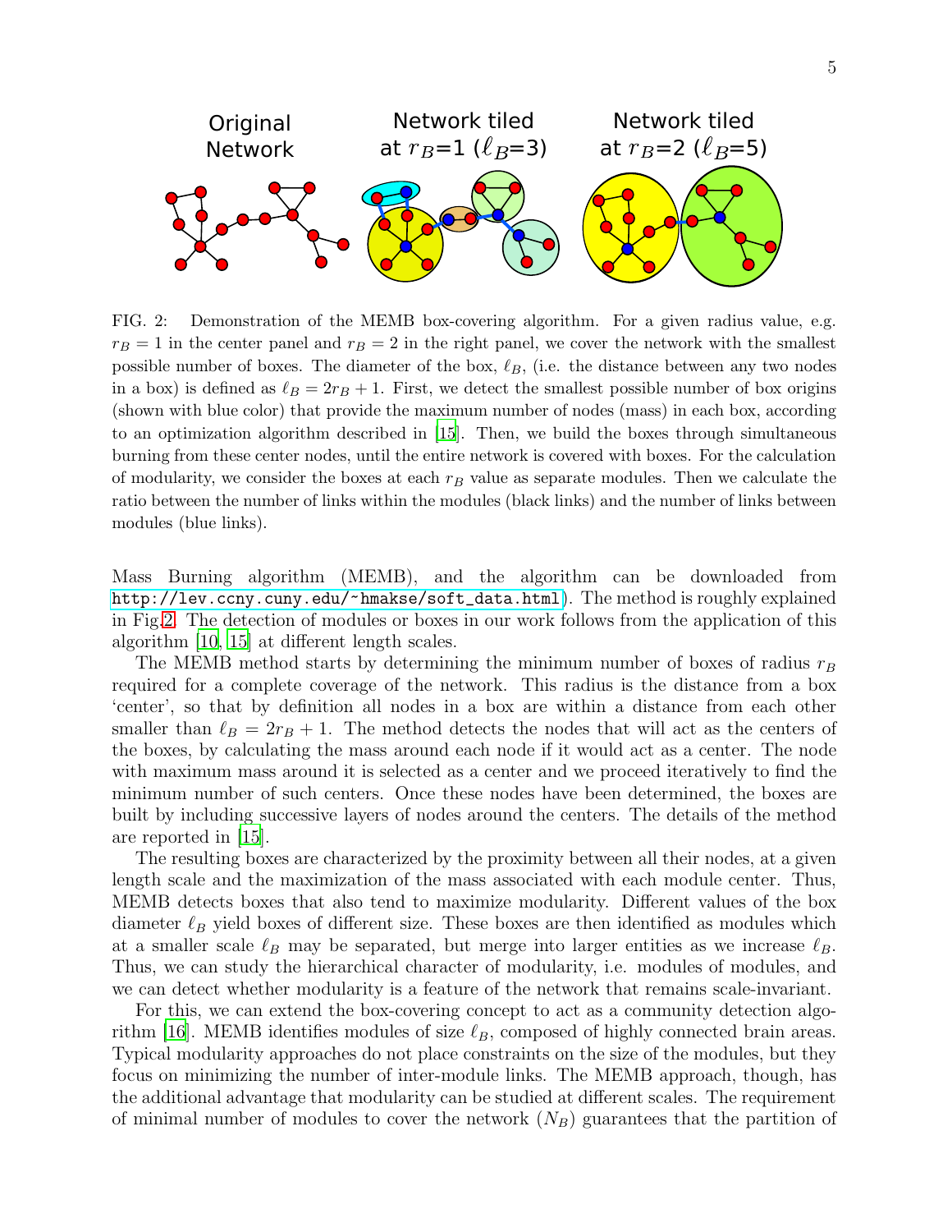FIG. 2: Demonstration of the MEMB box-covering algorithm. For a given radius value, e.g. $r_B = 1$ in the center panel and $r_B = 2$ in the right panel, we cover the network with the smallest possible number of boxes. The diameter of the box, $\ell_B$, (i.e. the distance between any two nodes in a box) is defined as $\ell_B = 2r_B + 1$. First, we detect the smallest possible number of box origins (shown with blue color) that provide the maximum number of nodes (mass) in each box, according to an optimization algorithm described in [15]. Then, we build the boxes through simultaneous burning from these center nodes, until the entire network is covered with boxes. For the calculation of modularity, we consider the boxes at each $r_B$ value as separate modules. Then we calculate the ratio between the number of links within the modules (black links) and the number of links between modules (blue links).

Mass Burning algorithm (MEMB), and the algorithm can be downloaded from http://lev.ccny.cuny.edu/~hmakse/soft_data.html). The method is roughly explained in Fig.2. The detection of modules or boxes in our work follows from the application of this algorithm [10, 15] at different length scales.

The MEMB method starts by determining the minimum number of boxes of radius $r_B$ required for a complete coverage of the network. This radius is the distance from a box 'center', so that by definition all nodes in a box are within a distance from each other smaller than $\ell_B = 2r_B + 1$. The method detects the nodes that will act as the centers of the boxes, by calculating the mass around each node if it would act as a center. The node with maximum mass around it is selected as a center and we proceed iteratively to find the minimum number of such centers. Once these nodes have been determined, the boxes are built by including successive layers of nodes around the centers. The details of the method are reported in [15].

The resulting boxes are characterized by the proximity between all their nodes, at a given length scale and the maximization of the mass associated with each module center. Thus, MEMB detects boxes that also tend to maximize modularity. Different values of the box diameter $\ell_B$ yield boxes of different size. These boxes are then identified as modules which at a smaller scale $\ell_B$ may be separated, but merge into larger entities as we increase $\ell_B$. Thus, we can study the hierarchical character of modularity, i.e. modules of modules, and we can detect whether modularity is a feature of the network that remains scale-invariant.

For this, we can extend the box-covering concept to act as a community detection algorithm [16]. MEMB identifies modules of size $\ell_B$, composed of highly connected brain areas. Typical modularity approaches do not place constraints on the size of the modules, but they focus on minimizing the number of inter-module links. The MEMB approach, though, has the additional advantage that modularity can be studied at different scales. The requirement of minimal number of modules to cover the network ($N_B$) guarantees that the partition of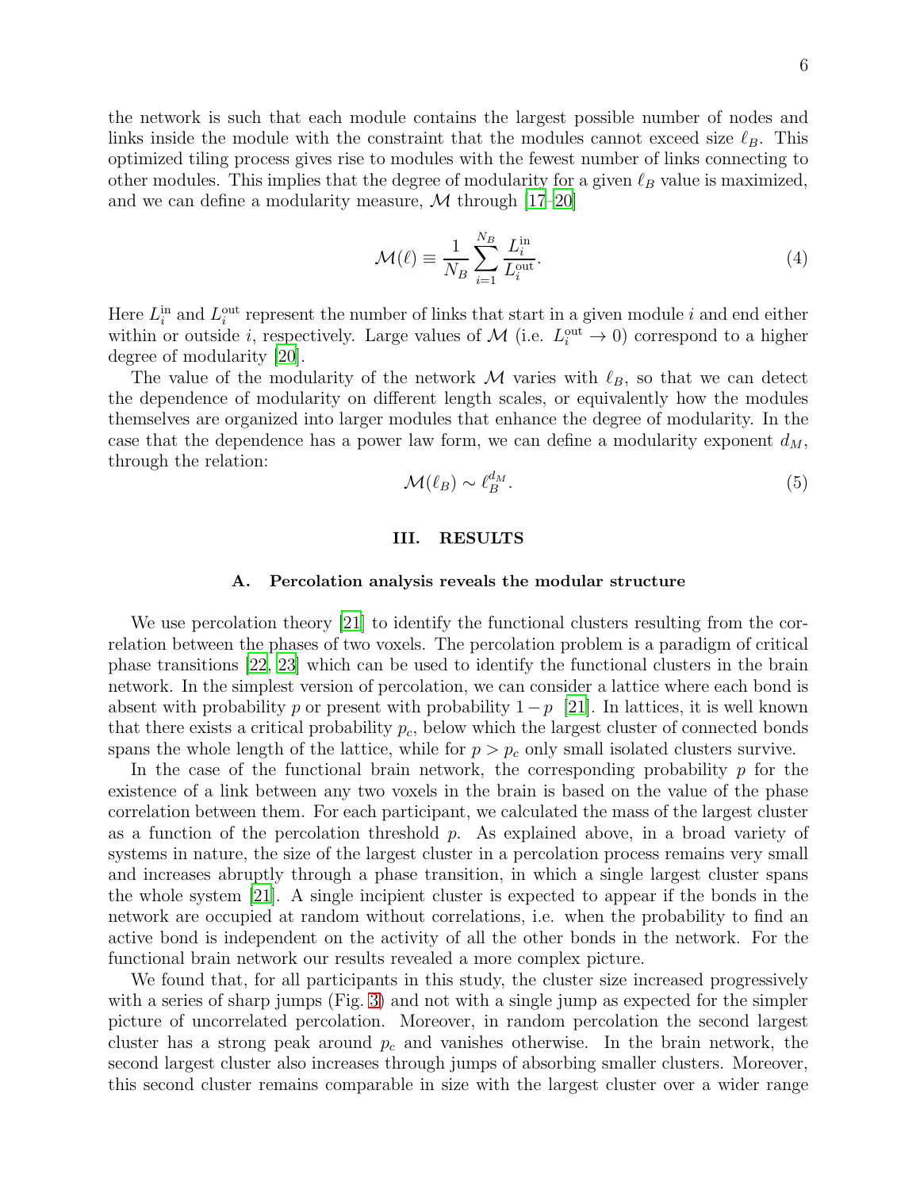the network is such that each module contains the largest possible number of nodes and links inside the module with the constraint that the modules cannot exceed size $\ell_B$. This optimized tiling process gives rise to modules with the fewest number of links connecting to other modules. This implies that the degree of modularity for a given $\ell_B$ value is maximized, and we can define a modularity measure, $\mathcal{M}$ through [17–20]

$$\mathcal{M}(\ell) \equiv \frac{1}{N_B} \sum_{i=1}^{N_B} \frac{L_i^{\text{in}}}{L_i^{\text{out}}}. \tag{4}$$

Here $L_i^{\text{in}}$ and $L_i^{\text{out}}$ represent the number of links that start in a given module $i$ and end either within or outside $i$, respectively. Large values of $\mathcal{M}$ (i.e. $L_i^{\text{out}} \to 0$) correspond to a higher degree of modularity [20].

The value of the modularity of the network $\mathcal{M}$ varies with $\ell_B$, so that we can detect the dependence of modularity on different length scales, or equivalently how the modules themselves are organized into larger modules that enhance the degree of modularity. In the case that the dependence has a power law form, we can define a modularity exponent $d_M$, through the relation:

$$\mathcal{M}(\ell_B) \sim \ell_B^{d_M}. \tag{5}$$

## III. RESULTS

### A. Percolation analysis reveals the modular structure

We use percolation theory [21] to identify the functional clusters resulting from the correlation between the phases of two voxels. The percolation problem is a paradigm of critical phase transitions [22, 23] which can be used to identify the functional clusters in the brain network. In the simplest version of percolation, we can consider a lattice where each bond is absent with probability $p$ or present with probability $1-p$ [21]. In lattices, it is well known that there exists a critical probability $p_c$, below which the largest cluster of connected bonds spans the whole length of the lattice, while for $p > p_c$ only small isolated clusters survive.

In the case of the functional brain network, the corresponding probability $p$ for the existence of a link between any two voxels in the brain is based on the value of the phase correlation between them. For each participant, we calculated the mass of the largest cluster as a function of the percolation threshold $p$. As explained above, in a broad variety of systems in nature, the size of the largest cluster in a percolation process remains very small and increases abruptly through a phase transition, in which a single largest cluster spans the whole system [21]. A single incipient cluster is expected to appear if the bonds in the network are occupied at random without correlations, i.e. when the probability to find an active bond is independent on the activity of all the other bonds in the network. For the functional brain network our results revealed a more complex picture.

We found that, for all participants in this study, the cluster size increased progressively with a series of sharp jumps (Fig. 3) and not with a single jump as expected for the simpler picture of uncorrelated percolation. Moreover, in random percolation the second largest cluster has a strong peak around $p_c$ and vanishes otherwise. In the brain network, the second largest cluster also increases through jumps of absorbing smaller clusters. Moreover, this second cluster remains comparable in size with the largest cluster over a wider range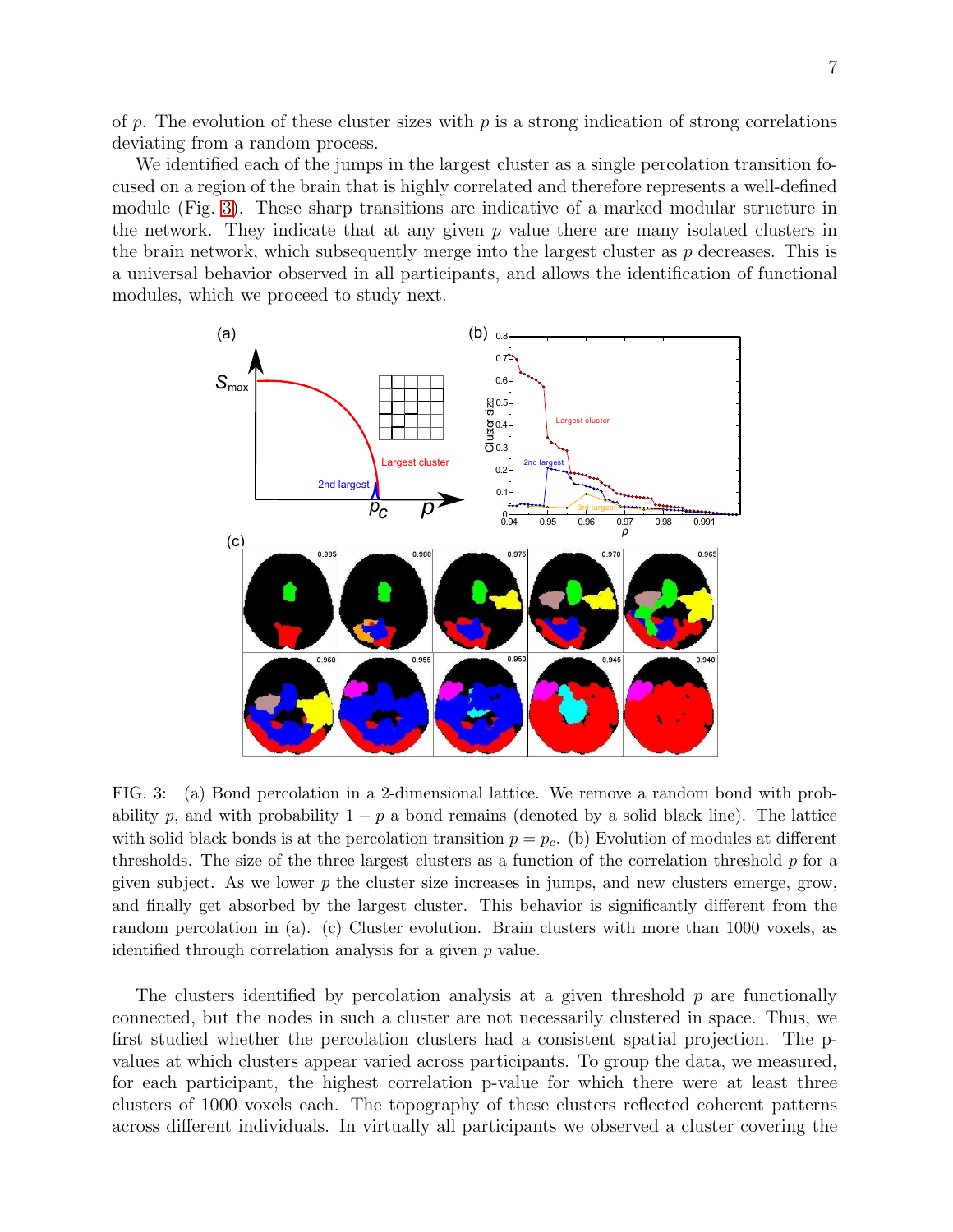of $p$. The evolution of these cluster sizes with $p$ is a strong indication of strong correlations deviating from a random process.

We identified each of the jumps in the largest cluster as a single percolation transition focused on a region of the brain that is highly correlated and therefore represents a well-defined module (Fig. 3). These sharp transitions are indicative of a marked modular structure in the network. They indicate that at any given $p$ value there are many isolated clusters in the brain network, which subsequently merge into the largest cluster as $p$ decreases. This is a universal behavior observed in all participants, and allows the identification of functional modules, which we proceed to study next.

FIG. 3: (a) Bond percolation in a 2-dimensional lattice. We remove a random bond with probability $p$, and with probability $1-p$ a bond remains (denoted by a solid black line). The lattice with solid black bonds is at the percolation transition $p = p_c$. (b) Evolution of modules at different thresholds. The size of the three largest clusters as a function of the correlation threshold $p$ for a given subject. As we lower $p$ the cluster size increases in jumps, and new clusters emerge, grow, and finally get absorbed by the largest cluster. This behavior is significantly different from the random percolation in (a). (c) Cluster evolution. Brain clusters with more than 1000 voxels, as identified through correlation analysis for a given $p$ value.

The clusters identified by percolation analysis at a given threshold $p$ are functionally connected, but the nodes in such a cluster are not necessarily clustered in space. Thus, we first studied whether the percolation clusters had a consistent spatial projection. The p-values at which clusters appear varied across participants. To group the data, we measured, for each participant, the highest correlation p-value for which there were at least three clusters of 1000 voxels each. The topography of these clusters reflected coherent patterns across different individuals. In virtually all participants we observed a cluster covering the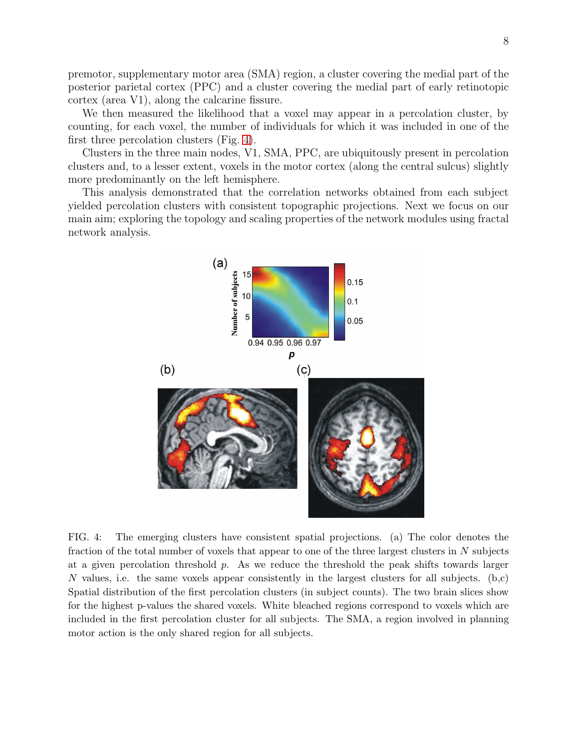premotor, supplementary motor area (SMA) region, a cluster covering the medial part of the posterior parietal cortex (PPC) and a cluster covering the medial part of early retinotopic cortex (area V1), along the calcarine fissure.

We then measured the likelihood that a voxel may appear in a percolation cluster, by counting, for each voxel, the number of individuals for which it was included in one of the first three percolation clusters (Fig. 4).

Clusters in the three main nodes, V1, SMA, PPC, are ubiquitously present in percolation clusters and, to a lesser extent, voxels in the motor cortex (along the central sulcus) slightly more predominantly on the left hemisphere.

This analysis demonstrated that the correlation networks obtained from each subject yielded percolation clusters with consistent topographic projections. Next we focus on our main aim; exploring the topology and scaling properties of the network modules using fractal network analysis.

FIG. 4: The emerging clusters have consistent spatial projections. (a) The color denotes the fraction of the total number of voxels that appear to one of the three largest clusters in $N$ subjects at a given percolation threshold $p$. As we reduce the threshold the peak shifts towards larger $N$ values, i.e. the same voxels appear consistently in the largest clusters for all subjects. (b,c) Spatial distribution of the first percolation clusters (in subject counts). The two brain slices show for the highest p-values the shared voxels. White bleached regions correspond to voxels which are included in the first percolation cluster for all subjects. The SMA, a region involved in planning motor action is the only shared region for all subjects.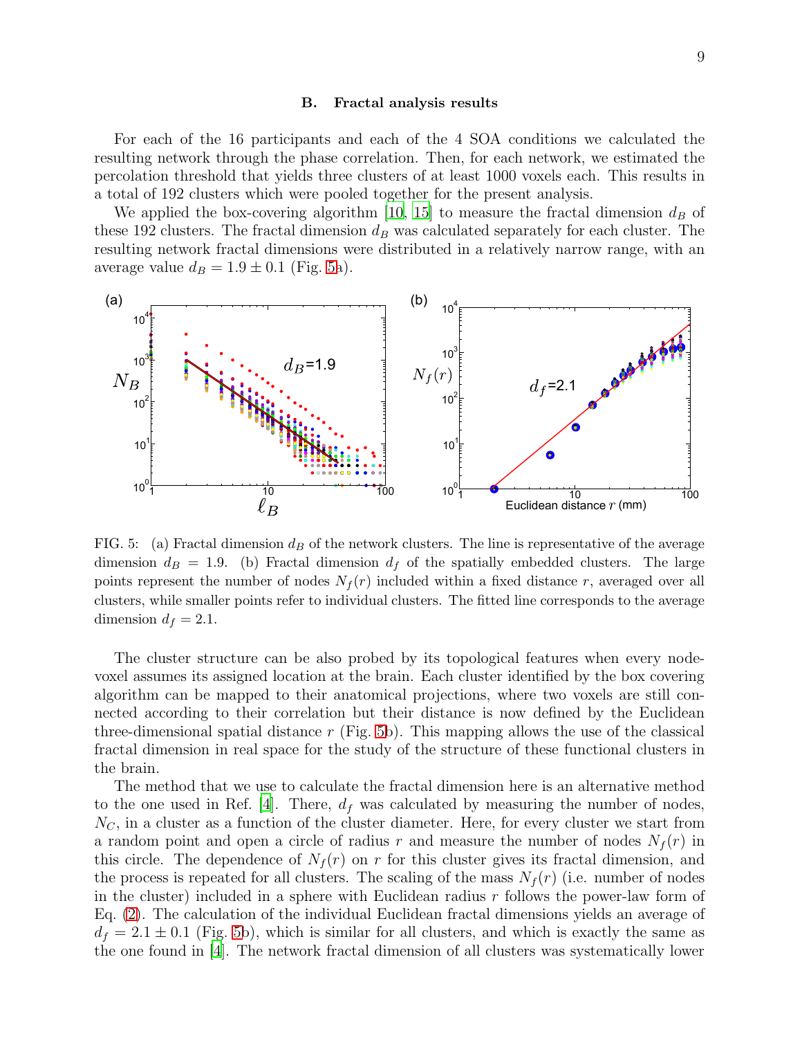### B. Fractal analysis results

For each of the 16 participants and each of the 4 SOA conditions we calculated the resulting network through the phase correlation. Then, for each network, we estimated the percolation threshold that yields three clusters of at least 1000 voxels each. This results in a total of 192 clusters which were pooled together for the present analysis.

We applied the box-covering algorithm [10, 15] to measure the fractal dimension $d_B$ of these 192 clusters. The fractal dimension $d_B$ was calculated separately for each cluster. The resulting network fractal dimensions were distributed in a relatively narrow range, with an average value $d_B = 1.9 \pm 0.1$ (Fig. 5a).

FIG. 5: (a) Fractal dimension $d_B$ of the network clusters. The line is representative of the average dimension $d_B = 1.9$. (b) Fractal dimension $d_f$ of the spatially embedded clusters. The large points represent the number of nodes $N_f(r)$ included within a fixed distance $r$, averaged over all clusters, while smaller points refer to individual clusters. The fitted line corresponds to the average dimension $d_f = 2.1$.

The cluster structure can be also probed by its topological features when every node-voxel assumes its assigned location at the brain. Each cluster identified by the box covering algorithm can be mapped to their anatomical projections, where two voxels are still connected according to their correlation but their distance is now defined by the Euclidean three-dimensional spatial distance $r$ (Fig. 5b). This mapping allows the use of the classical fractal dimension in real space for the study of the structure of these functional clusters in the brain.

The method that we use to calculate the fractal dimension here is an alternative method to the one used in Ref. [4]. There, $d_f$ was calculated by measuring the number of nodes, $N_C$, in a cluster as a function of the cluster diameter. Here, for every cluster we start from a random point and open a circle of radius $r$ and measure the number of nodes $N_f(r)$ in this circle. The dependence of $N_f(r)$ on $r$ for this cluster gives its fractal dimension, and the process is repeated for all clusters. The scaling of the mass $N_f(r)$ (i.e. number of nodes in the cluster) included in a sphere with Euclidean radius $r$ follows the power-law form of Eq. (2). The calculation of the individual Euclidean fractal dimensions yields an average of $d_f = 2.1 \pm 0.1$ (Fig. 5b), which is similar for all clusters, and which is exactly the same as the one found in [4]. The network fractal dimension of all clusters was systematically lower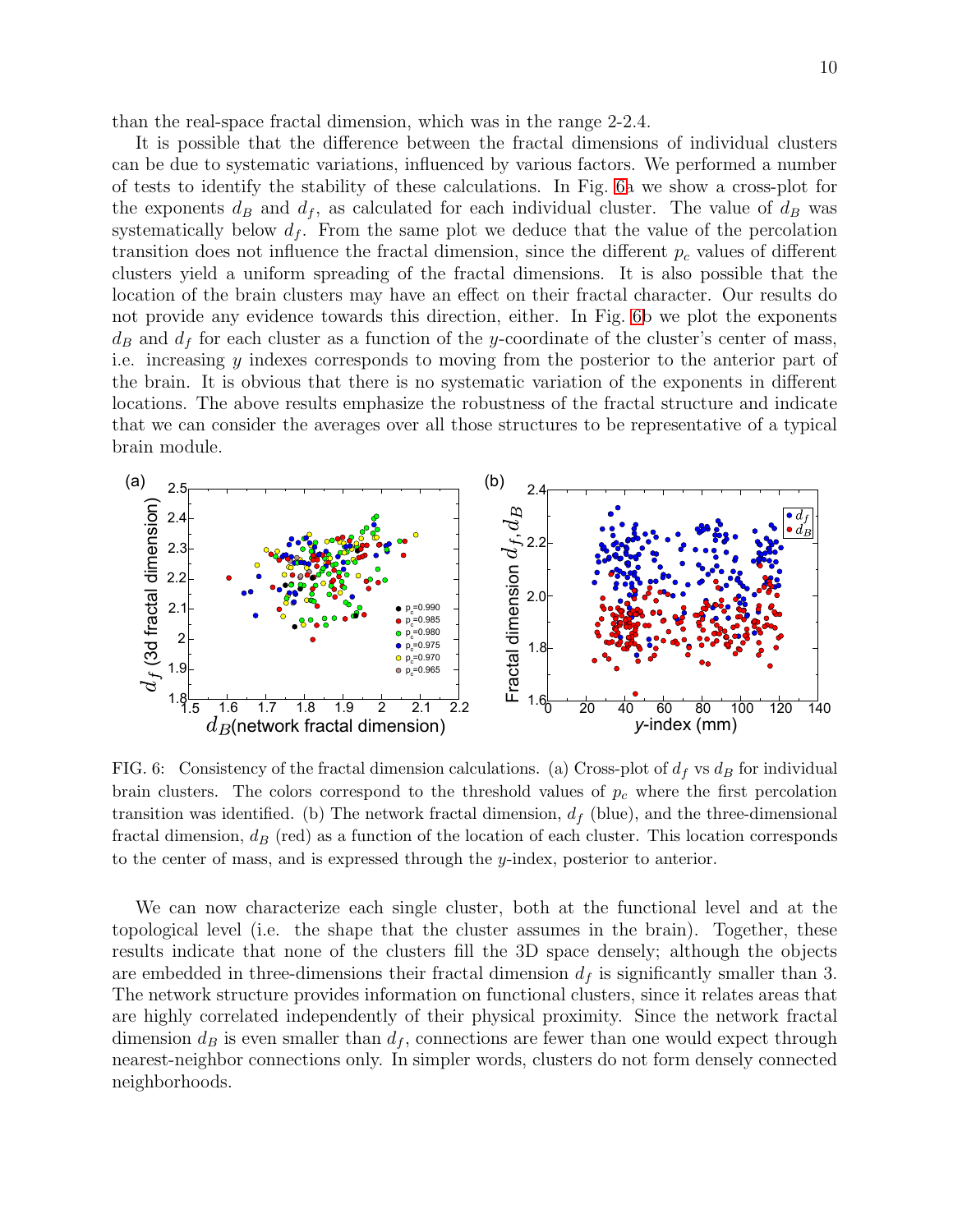than the real-space fractal dimension, which was in the range 2-2.4.

It is possible that the difference between the fractal dimensions of individual clusters can be due to systematic variations, influenced by various factors. We performed a number of tests to identify the stability of these calculations. In Fig. 6a we show a cross-plot for the exponents $d_B$ and $d_f$, as calculated for each individual cluster. The value of $d_B$ was systematically below $d_f$. From the same plot we deduce that the value of the percolation transition does not influence the fractal dimension, since the different $p_c$ values of different clusters yield a uniform spreading of the fractal dimensions. It is also possible that the location of the brain clusters may have an effect on their fractal character. Our results do not provide any evidence towards this direction, either. In Fig. 6b we plot the exponents $d_B$ and $d_f$ for each cluster as a function of the $y$-coordinate of the cluster's center of mass, i.e. increasing $y$ indexes corresponds to moving from the posterior to the anterior part of the brain. It is obvious that there is no systematic variation of the exponents in different locations. The above results emphasize the robustness of the fractal structure and indicate that we can consider the averages over all those structures to be representative of a typical brain module.

FIG. 6: Consistency of the fractal dimension calculations. (a) Cross-plot of $d_f$ vs $d_B$ for individual brain clusters. The colors correspond to the threshold values of $p_c$ where the first percolation transition was identified. (b) The network fractal dimension, $d_f$ (blue), and the three-dimensional fractal dimension, $d_B$ (red) as a function of the location of each cluster. This location corresponds to the center of mass, and is expressed through the $y$-index, posterior to anterior.

We can now characterize each single cluster, both at the functional level and at the topological level (i.e. the shape that the cluster assumes in the brain). Together, these results indicate that none of the clusters fill the 3D space densely; although the objects are embedded in three-dimensions their fractal dimension $d_f$ is significantly smaller than 3. The network structure provides information on functional clusters, since it relates areas that are highly correlated independently of their physical proximity. Since the network fractal dimension $d_B$ is even smaller than $d_f$, connections are fewer than one would expect through nearest-neighbor connections only. In simpler words, clusters do not form densely connected neighborhoods.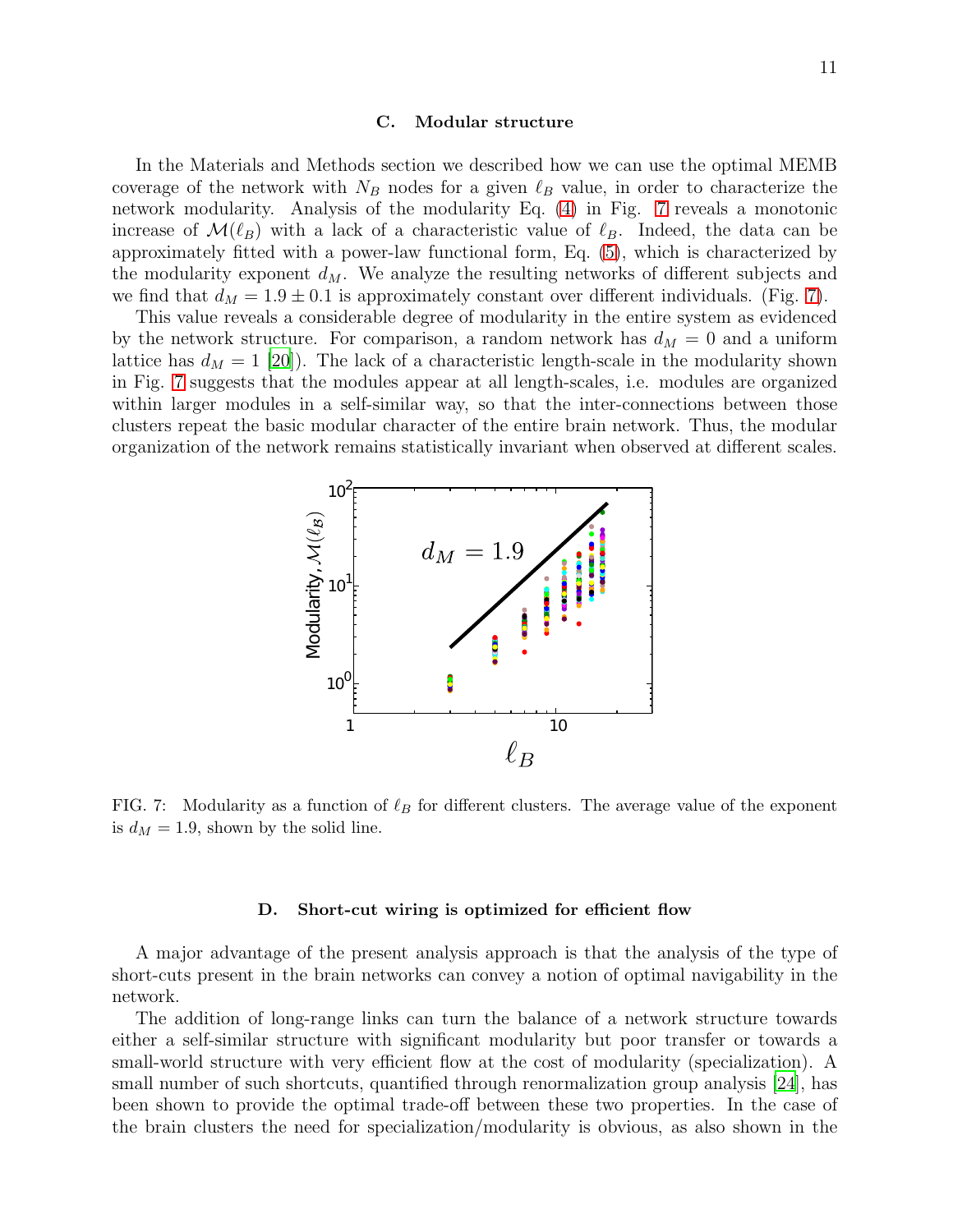### C. Modular structure

In the Materials and Methods section we described how we can use the optimal MEMB coverage of the network with $N_B$ nodes for a given $\ell_B$ value, in order to characterize the network modularity. Analysis of the modularity Eq. (4) in Fig. 7 reveals a monotonic increase of $\mathcal{M}(\ell_B)$ with a lack of a characteristic value of $\ell_B$. Indeed, the data can be approximately fitted with a power-law functional form, Eq. (5), which is characterized by the modularity exponent $d_M$. We analyze the resulting networks of different subjects and we find that $d_M = 1.9 \pm 0.1$ is approximately constant over different individuals. (Fig. 7).

This value reveals a considerable degree of modularity in the entire system as evidenced by the network structure. For comparison, a random network has $d_M = 0$ and a uniform lattice has $d_M = 1$ [20]). The lack of a characteristic length-scale in the modularity shown in Fig. 7 suggests that the modules appear at all length-scales, i.e. modules are organized within larger modules in a self-similar way, so that the inter-connections between those clusters repeat the basic modular character of the entire brain network. Thus, the modular organization of the network remains statistically invariant when observed at different scales.

FIG. 7: Modularity as a function of $\ell_B$ for different clusters. The average value of the exponent is $d_M = 1.9$, shown by the solid line.

### D. Short-cut wiring is optimized for efficient flow

A major advantage of the present analysis approach is that the analysis of the type of short-cuts present in the brain networks can convey a notion of optimal navigability in the network.

The addition of long-range links can turn the balance of a network structure towards either a self-similar structure with significant modularity but poor transfer or towards a small-world structure with very efficient flow at the cost of modularity (specialization). A small number of such shortcuts, quantified through renormalization group analysis [24], has been shown to provide the optimal trade-off between these two properties. In the case of the brain clusters the need for specialization/modularity is obvious, as also shown in the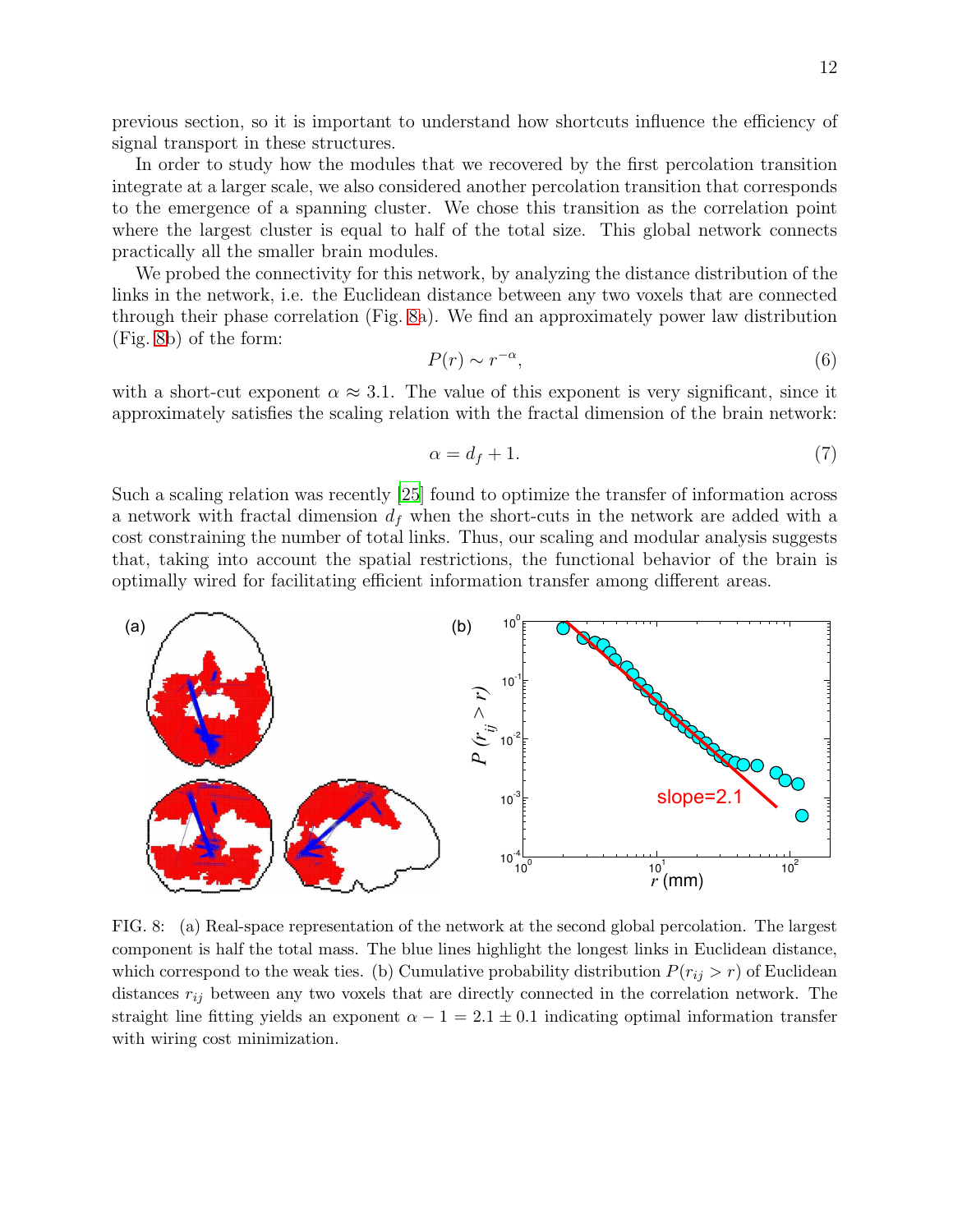previous section, so it is important to understand how shortcuts influence the efficiency of signal transport in these structures.

In order to study how the modules that we recovered by the first percolation transition integrate at a larger scale, we also considered another percolation transition that corresponds to the emergence of a spanning cluster. We chose this transition as the correlation point where the largest cluster is equal to half of the total size. This global network connects practically all the smaller brain modules.

We probed the connectivity for this network, by analyzing the distance distribution of the links in the network, i.e. the Euclidean distance between any two voxels that are connected through their phase correlation (Fig. 8a). We find an approximately power law distribution (Fig. 8b) of the form:

$$P(r) \sim r^{-\alpha}, \tag{6}$$

with a short-cut exponent $\alpha \approx 3.1$. The value of this exponent is very significant, since it approximately satisfies the scaling relation with the fractal dimension of the brain network:

$$\alpha = d_f + 1. \tag{7}$$

Such a scaling relation was recently [25] found to optimize the transfer of information across a network with fractal dimension $d_f$ when the short-cuts in the network are added with a cost constraining the number of total links. Thus, our scaling and modular analysis suggests that, taking into account the spatial restrictions, the functional behavior of the brain is optimally wired for facilitating efficient information transfer among different areas.

FIG. 8: (a) Real-space representation of the network at the second global percolation. The largest component is half the total mass. The blue lines highlight the longest links in Euclidean distance, which correspond to the weak ties. (b) Cumulative probability distribution $P(r_{ij} > r)$ of Euclidean distances $r_{ij}$ between any two voxels that are directly connected in the correlation network. The straight line fitting yields an exponent $\alpha - 1 = 2.1 \pm 0.1$ indicating optimal information transfer with wiring cost minimization.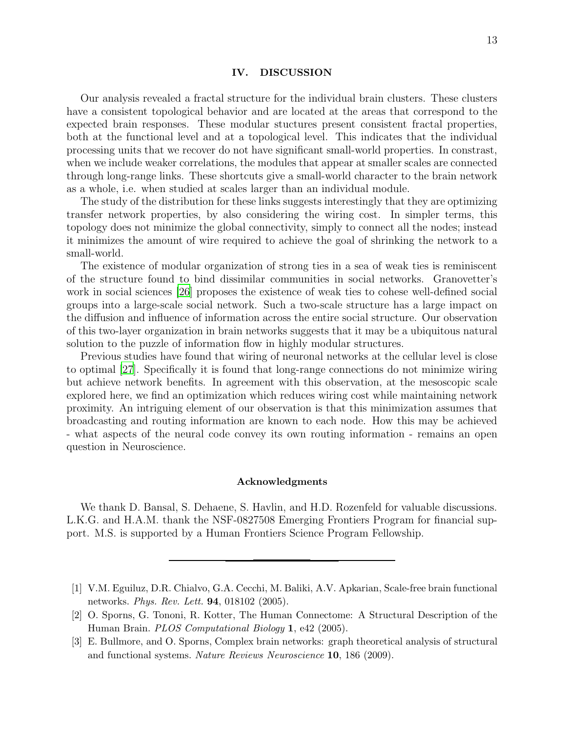## IV. DISCUSSION

Our analysis revealed a fractal structure for the individual brain clusters. These clusters have a consistent topological behavior and are located at the areas that correspond to the expected brain responses. These modular stuctures present consistent fractal properties, both at the functional level and at a topological level. This indicates that the individual processing units that we recover do not have significant small-world properties. In constrast, when we include weaker correlations, the modules that appear at smaller scales are connected through long-range links. These shortcuts give a small-world character to the brain network as a whole, i.e. when studied at scales larger than an individual module.

The study of the distribution for these links suggests interestingly that they are optimizing transfer network properties, by also considering the wiring cost. In simpler terms, this topology does not minimize the global connectivity, simply to connect all the nodes; instead it minimizes the amount of wire required to achieve the goal of shrinking the network to a small-world.

The existence of modular organization of strong ties in a sea of weak ties is reminiscent of the structure found to bind dissimilar communities in social networks. Granovetter's work in social sciences [26] proposes the existence of weak ties to cohese well-defined social groups into a large-scale social network. Such a two-scale structure has a large impact on the diffusion and influence of information across the entire social structure. Our observation of this two-layer organization in brain networks suggests that it may be a ubiquitous natural solution to the puzzle of information flow in highly modular structures.

Previous studies have found that wiring of neuronal networks at the cellular level is close to optimal [27]. Specifically it is found that long-range connections do not minimize wiring but achieve network benefits. In agreement with this observation, at the mesoscopic scale explored here, we find an optimization which reduces wiring cost while maintaining network proximity. An intriguing element of our observation is that this minimization assumes that broadcasting and routing information are known to each node. How this may be achieved - what aspects of the neural code convey its own routing information - remains an open question in Neuroscience.

### Acknowledgments

We thank D. Bansal, S. Dehaene, S. Havlin, and H.D. Rozenfeld for valuable discussions. L.K.G. and H.A.M. thank the NSF-0827508 Emerging Frontiers Program for financial support. M.S. is supported by a Human Frontiers Science Program Fellowship.

---

[1] V.M. Eguiluz, D.R. Chialvo, G.A. Cecchi, M. Baliki, A.V. Apkarian, Scale-free brain functional networks. *Phys. Rev. Lett.* **94**, 018102 (2005).

[2] O. Sporns, G. Tononi, R. Kotter, The Human Connectome: A Structural Description of the Human Brain. *PLOS Computational Biology* **1**, e42 (2005).

[3] E. Bullmore, and O. Sporns, Complex brain networks: graph theoretical analysis of structural and functional systems. *Nature Reviews Neuroscience* **10**, 186 (2009).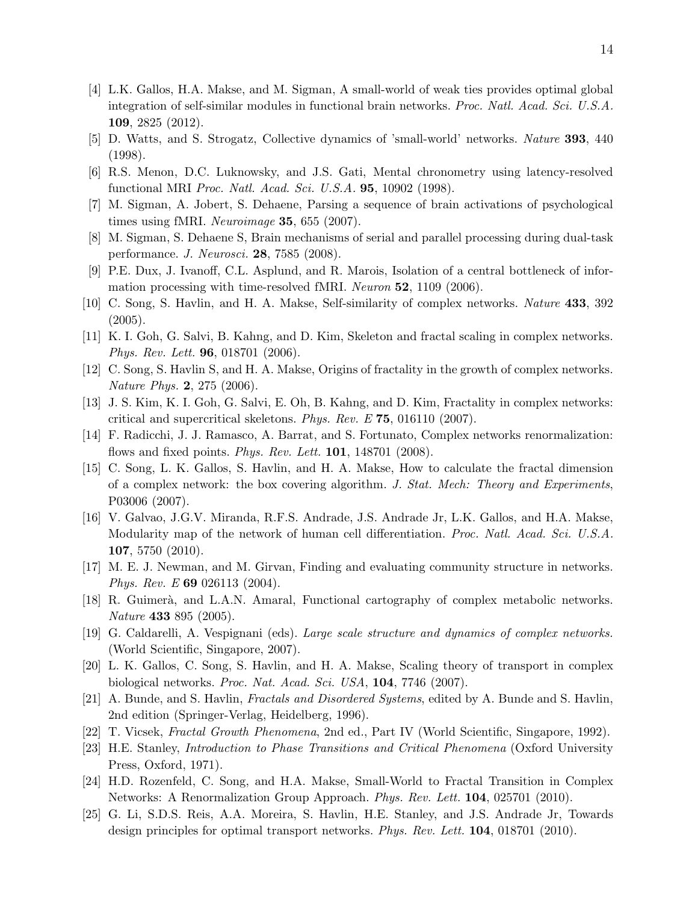[4] L.K. Gallos, H.A. Makse, and M. Sigman, A small-world of weak ties provides optimal global integration of self-similar modules in functional brain networks. *Proc. Natl. Acad. Sci. U.S.A.* **109**, 2825 (2012).

[5] D. Watts, and S. Strogatz, Collective dynamics of 'small-world' networks. *Nature* **393**, 440 (1998).

[6] R.S. Menon, D.C. Luknowsky, and J.S. Gati, Mental chronometry using latency-resolved functional MRI *Proc. Natl. Acad. Sci. U.S.A.* **95**, 10902 (1998).

[7] M. Sigman, A. Jobert, S. Dehaene, Parsing a sequence of brain activations of psychological times using fMRI. *Neuroimage* **35**, 655 (2007).

[8] M. Sigman, S. Dehaene S, Brain mechanisms of serial and parallel processing during dual-task performance. *J. Neurosci.* **28**, 7585 (2008).

[9] P.E. Dux, J. Ivanoff, C.L. Asplund, and R. Marois, Isolation of a central bottleneck of information processing with time-resolved fMRI. *Neuron* **52**, 1109 (2006).

[10] C. Song, S. Havlin, and H. A. Makse, Self-similarity of complex networks. *Nature* **433**, 392 (2005).

[11] K. I. Goh, G. Salvi, B. Kahng, and D. Kim, Skeleton and fractal scaling in complex networks. *Phys. Rev. Lett.* **96**, 018701 (2006).

[12] C. Song, S. Havlin S, and H. A. Makse, Origins of fractality in the growth of complex networks. *Nature Phys.* **2**, 275 (2006).

[13] J. S. Kim, K. I. Goh, G. Salvi, E. Oh, B. Kahng, and D. Kim, Fractality in complex networks: critical and supercritical skeletons. *Phys. Rev. E* **75**, 016110 (2007).

[14] F. Radicchi, J. J. Ramasco, A. Barrat, and S. Fortunato, Complex networks renormalization: flows and fixed points. *Phys. Rev. Lett.* **101**, 148701 (2008).

[15] C. Song, L. K. Gallos, S. Havlin, and H. A. Makse, How to calculate the fractal dimension of a complex network: the box covering algorithm. *J. Stat. Mech: Theory and Experiments*, P03006 (2007).

[16] V. Galvao, J.G.V. Miranda, R.F.S. Andrade, J.S. Andrade Jr, L.K. Gallos, and H.A. Makse, Modularity map of the network of human cell differentiation. *Proc. Natl. Acad. Sci. U.S.A.* **107**, 5750 (2010).

[17] M. E. J. Newman, and M. Girvan, Finding and evaluating community structure in networks. *Phys. Rev. E* **69** 026113 (2004).

[18] R. Guimerà, and L.A.N. Amaral, Functional cartography of complex metabolic networks. *Nature* **433** 895 (2005).

[19] G. Caldarelli, A. Vespignani (eds). *Large scale structure and dynamics of complex networks.* (World Scientific, Singapore, 2007).

[20] L. K. Gallos, C. Song, S. Havlin, and H. A. Makse, Scaling theory of transport in complex biological networks. *Proc. Nat. Acad. Sci. USA*, **104**, 7746 (2007).

[21] A. Bunde, and S. Havlin, *Fractals and Disordered Systems*, edited by A. Bunde and S. Havlin, 2nd edition (Springer-Verlag, Heidelberg, 1996).

[22] T. Vicsek, *Fractal Growth Phenomena*, 2nd ed., Part IV (World Scientific, Singapore, 1992).

[23] H.E. Stanley, *Introduction to Phase Transitions and Critical Phenomena* (Oxford University Press, Oxford, 1971).

[24] H.D. Rozenfeld, C. Song, and H.A. Makse, Small-World to Fractal Transition in Complex Networks: A Renormalization Group Approach. *Phys. Rev. Lett.* **104**, 025701 (2010).

[25] G. Li, S.D.S. Reis, A.A. Moreira, S. Havlin, H.E. Stanley, and J.S. Andrade Jr, Towards design principles for optimal transport networks. *Phys. Rev. Lett.* **104**, 018701 (2010).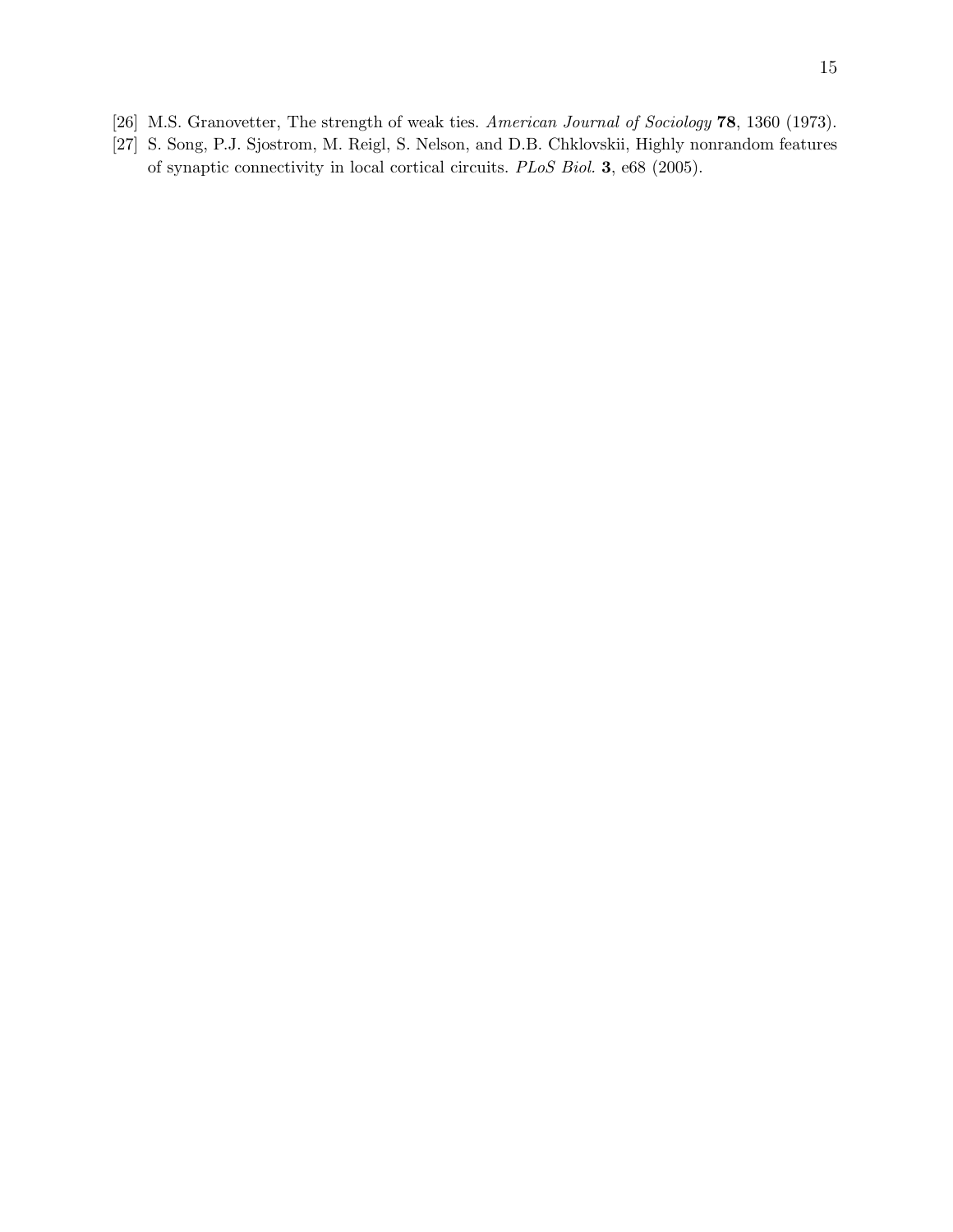[26] M.S. Granovetter, The strength of weak ties. *American Journal of Sociology* **78**, 1360 (1973).

[27] S. Song, P.J. Sjostrom, M. Reigl, S. Nelson, and D.B. Chklovskii, Highly nonrandom features of synaptic connectivity in local cortical circuits. *PLoS Biol.* **3**, e68 (2005).